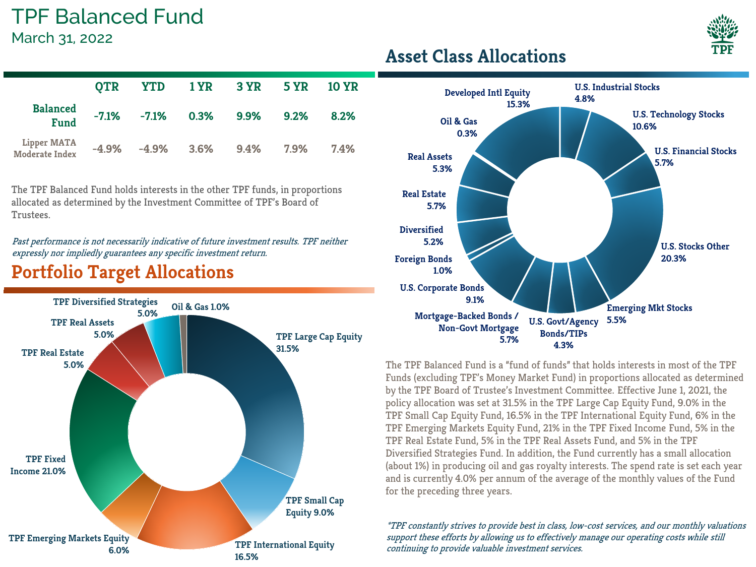# TPF Balanced Fund

March 31, 2022

|  | QTR | YTD | 1 YR | 3 YR | 5 YR | 10 YR |
|---|---|---|---|---|---|---|
| Balanced Fund | -7.1% | -7.1% | 0.3% | 9.9% | 9.2% | 8.2% |
| Lipper MATA Moderate Index | -4.9% | -4.9% | 3.6% | 9.4% | 7.9% | 7.4% |

The TPF Balanced Fund holds interests in the other TPF funds, in proportions allocated as determined by the Investment Committee of TPF's Board of Trustees.

*Past performance is not necessarily indicative of future investment results. TPF neither expressly nor impliedly guarantees any specific investment return.*

## Portfolio Target Allocations

- TPF Large Cap Equity 31.5%
- TPF Small Cap Equity 9.0%
- TPF International Equity 16.5%
- TPF Emerging Markets Equity 6.0%
- TPF Fixed Income 21.0%
- TPF Real Estate 5.0%
- TPF Real Assets 5.0%
- TPF Diversified Strategies 5.0%
- Oil & Gas 1.0%

## Asset Class Allocations

- U.S. Industrial Stocks 4.8%
- U.S. Technology Stocks 10.6%
- U.S. Financial Stocks 5.7%
- U.S. Stocks Other 20.3%
- Emerging Mkt Stocks 5.5%
- U.S. Govt/Agency Bonds/TIPs 4.3%
- Mortgage-Backed Bonds / Non-Govt Mortgage 5.7%
- U.S. Corporate Bonds 9.1%
- Foreign Bonds 1.0%
- Diversified 5.2%
- Real Estate 5.7%
- Real Assets 5.3%
- Oil & Gas 0.3%
- Developed Intl Equity 15.3%

The TPF Balanced Fund is a "fund of funds" that holds interests in most of the TPF Funds (excluding TPF's Money Market Fund) in proportions allocated as determined by the TPF Board of Trustee's Investment Committee. Effective June 1, 2021, the policy allocation was set at 31.5% in the TPF Large Cap Equity Fund, 9.0% in the TPF Small Cap Equity Fund, 16.5% in the TPF International Equity Fund, 6% in the TPF Emerging Markets Equity Fund, 21% in the TPF Fixed Income Fund, 5% in the TPF Real Estate Fund, 5% in the TPF Real Assets Fund, and 5% in the TPF Diversified Strategies Fund. In addition, the Fund currently has a small allocation (about 1%) in producing oil and gas royalty interests. The spend rate is set each year and is currently 4.0% per annum of the average of the monthly values of the Fund for the preceding three years.

*\*TPF constantly strives to provide best in class, low-cost services, and our monthly valuations support these efforts by allowing us to effectively manage our operating costs while still continuing to provide valuable investment services.*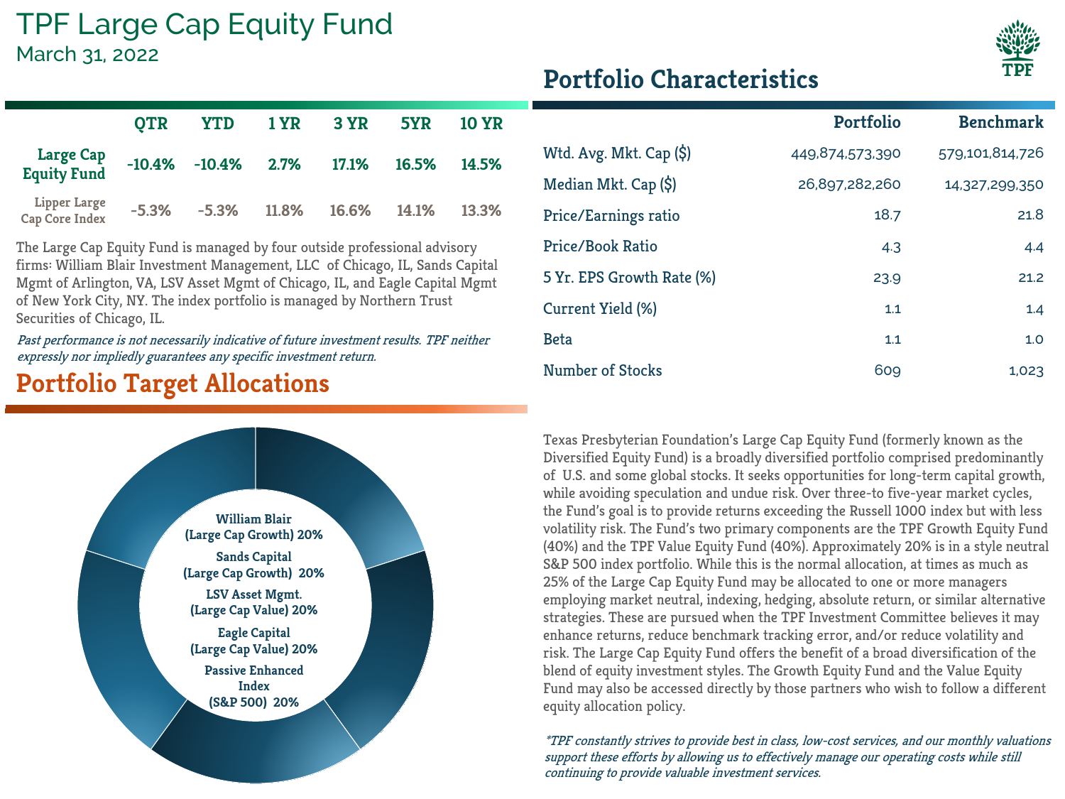# TPF Large Cap Equity Fund

March 31, 2022

| | QTR | YTD | 1 YR | 3 YR | 5YR | 10 YR |
|---|---|---|---|---|---|---|
| Large Cap Equity Fund | -10.4% | -10.4% | 2.7% | 17.1% | 16.5% | 14.5% |
| Lipper Large Cap Core Index | -5.3% | -5.3% | 11.8% | 16.6% | 14.1% | 13.3% |

The Large Cap Equity Fund is managed by four outside professional advisory firms: William Blair Investment Management, LLC of Chicago, IL, Sands Capital Mgmt of Arlington, VA, LSV Asset Mgmt of Chicago, IL, and Eagle Capital Mgmt of New York City, NY. The index portfolio is managed by Northern Trust Securities of Chicago, IL.

*Past performance is not necessarily indicative of future investment results. TPF neither expressly nor impliedly guarantees any specific investment return.*

## Portfolio Target Allocations

- William Blair (Large Cap Growth) 20%
- Sands Capital (Large Cap Growth) 20%
- LSV Asset Mgmt. (Large Cap Value) 20%
- Eagle Capital (Large Cap Value) 20%
- Passive Enhanced Index (S&P 500) 20%

## Portfolio Characteristics

| | Portfolio | Benchmark |
|---|---|---|
| Wtd. Avg. Mkt. Cap ($) | 449,874,573,390 | 579,101,814,726 |
| Median Mkt. Cap ($) | 26,897,282,260 | 14,327,299,350 |
| Price/Earnings ratio | 18.7 | 21.8 |
| Price/Book Ratio | 4.3 | 4.4 |
| 5 Yr. EPS Growth Rate (%) | 23.9 | 21.2 |
| Current Yield (%) | 1.1 | 1.4 |
| Beta | 1.1 | 1.0 |
| Number of Stocks | 609 | 1,023 |

Texas Presbyterian Foundation's Large Cap Equity Fund (formerly known as the Diversified Equity Fund) is a broadly diversified portfolio comprised predominantly of U.S. and some global stocks. It seeks opportunities for long-term capital growth, while avoiding speculation and undue risk. Over three-to five-year market cycles, the Fund's goal is to provide returns exceeding the Russell 1000 index but with less volatility risk. The Fund's two primary components are the TPF Growth Equity Fund (40%) and the TPF Value Equity Fund (40%). Approximately 20% is in a style neutral S&P 500 index portfolio. While this is the normal allocation, at times as much as 25% of the Large Cap Equity Fund may be allocated to one or more managers employing market neutral, indexing, hedging, absolute return, or similar alternative strategies. These are pursued when the TPF Investment Committee believes it may enhance returns, reduce benchmark tracking error, and/or reduce volatility and risk. The Large Cap Equity Fund offers the benefit of a broad diversification of the blend of equity investment styles. The Growth Equity Fund and the Value Equity Fund may also be accessed directly by those partners who wish to follow a different equity allocation policy.

*\*TPF constantly strives to provide best in class, low-cost services, and our monthly valuations support these efforts by allowing us to effectively manage our operating costs while still continuing to provide valuable investment services.*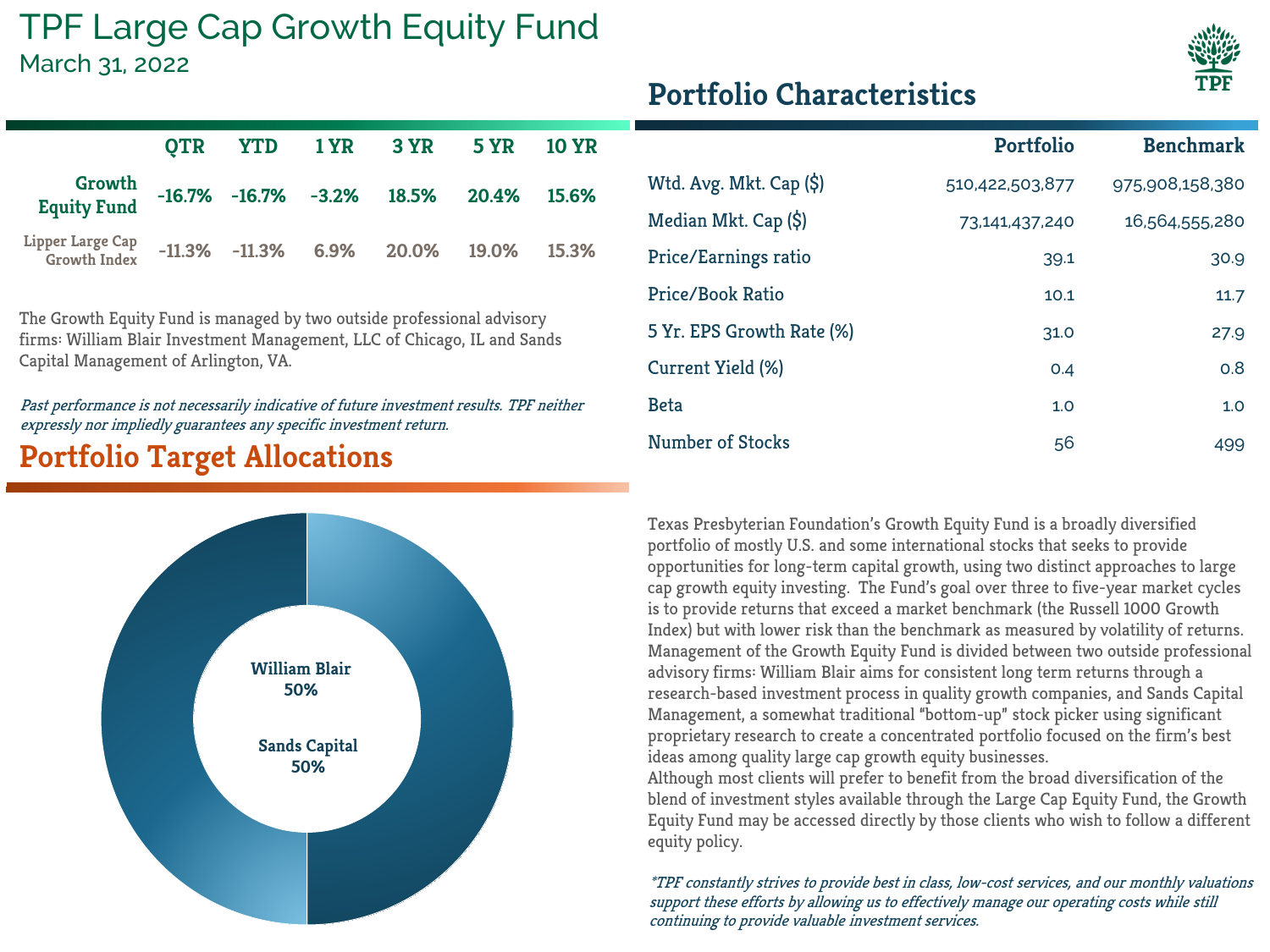# TPF Large Cap Growth Equity Fund

March 31, 2022

| | QTR | YTD | 1 YR | 3 YR | 5 YR | 10 YR |
|---|---|---|---|---|---|---|
| **Growth Equity Fund** | -16.7% | -16.7% | -3.2% | 18.5% | 20.4% | 15.6% |
| Lipper Large Cap Growth Index | -11.3% | -11.3% | 6.9% | 20.0% | 19.0% | 15.3% |

The Growth Equity Fund is managed by two outside professional advisory firms: William Blair Investment Management, LLC of Chicago, IL and Sands Capital Management of Arlington, VA.

*Past performance is not necessarily indicative of future investment results. TPF neither expressly nor impliedly guarantees any specific investment return.*

## Portfolio Target Allocations

William Blair 50%

Sands Capital 50%

## Portfolio Characteristics

| | Portfolio | Benchmark |
|---|---|---|
| Wtd. Avg. Mkt. Cap ($) | 510,422,503,877 | 975,908,158,380 |
| Median Mkt. Cap ($) | 73,141,437,240 | 16,564,555,280 |
| Price/Earnings ratio | 39.1 | 30.9 |
| Price/Book Ratio | 10.1 | 11.7 |
| 5 Yr. EPS Growth Rate (%) | 31.0 | 27.9 |
| Current Yield (%) | 0.4 | 0.8 |
| Beta | 1.0 | 1.0 |
| Number of Stocks | 56 | 499 |

Texas Presbyterian Foundation's Growth Equity Fund is a broadly diversified portfolio of mostly U.S. and some international stocks that seeks to provide opportunities for long-term capital growth, using two distinct approaches to large cap growth equity investing. The Fund's goal over three to five-year market cycles is to provide returns that exceed a market benchmark (the Russell 1000 Growth Index) but with lower risk than the benchmark as measured by volatility of returns. Management of the Growth Equity Fund is divided between two outside professional advisory firms: William Blair aims for consistent long term returns through a research-based investment process in quality growth companies, and Sands Capital Management, a somewhat traditional "bottom-up" stock picker using significant proprietary research to create a concentrated portfolio focused on the firm's best ideas among quality large cap growth equity businesses.

Although most clients will prefer to benefit from the broad diversification of the blend of investment styles available through the Large Cap Equity Fund, the Growth Equity Fund may be accessed directly by those clients who wish to follow a different equity policy.

*\*TPF constantly strives to provide best in class, low-cost services, and our monthly valuations support these efforts by allowing us to effectively manage our operating costs while still continuing to provide valuable investment services.*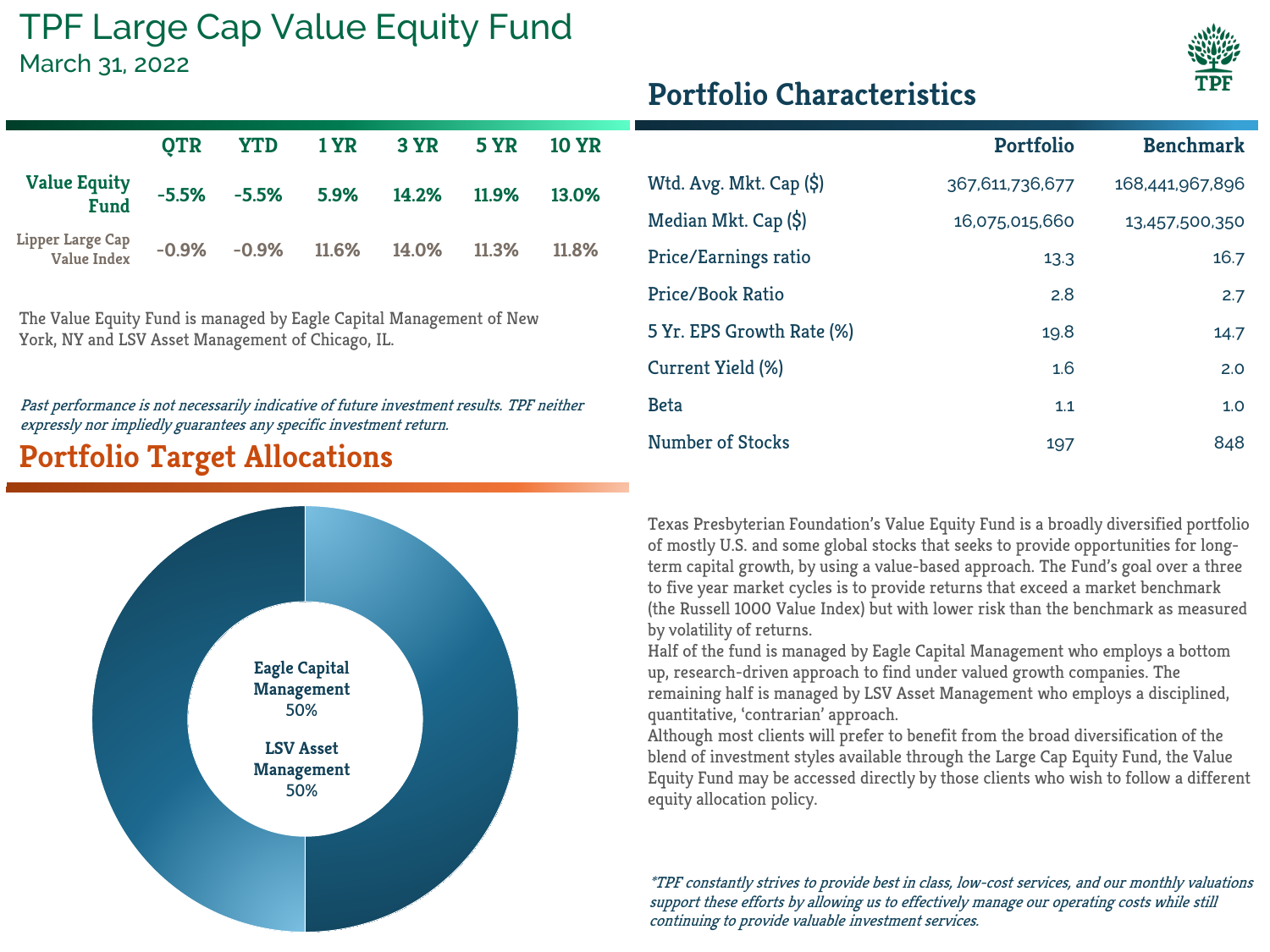# TPF Large Cap Value Equity Fund

March 31, 2022

| | QTR | YTD | 1 YR | 3 YR | 5 YR | 10 YR |
|---|---|---|---|---|---|---|
| **Value Equity Fund** | -5.5% | -5.5% | 5.9% | 14.2% | 11.9% | 13.0% |
| Lipper Large Cap Value Index | -0.9% | -0.9% | 11.6% | 14.0% | 11.3% | 11.8% |

The Value Equity Fund is managed by Eagle Capital Management of New York, NY and LSV Asset Management of Chicago, IL.

*Past performance is not necessarily indicative of future investment results. TPF neither expressly nor impliedly guarantees any specific investment return.*

## Portfolio Target Allocations

**Eagle Capital Management** 50%

**LSV Asset Management** 50%

## Portfolio Characteristics

| | Portfolio | Benchmark |
|---|---|---|
| Wtd. Avg. Mkt. Cap ($) | 367,611,736,677 | 168,441,967,896 |
| Median Mkt. Cap ($) | 16,075,015,660 | 13,457,500,350 |
| Price/Earnings ratio | 13.3 | 16.7 |
| Price/Book Ratio | 2.8 | 2.7 |
| 5 Yr. EPS Growth Rate (%) | 19.8 | 14.7 |
| Current Yield (%) | 1.6 | 2.0 |
| Beta | 1.1 | 1.0 |
| Number of Stocks | 197 | 848 |

Texas Presbyterian Foundation's Value Equity Fund is a broadly diversified portfolio of mostly U.S. and some global stocks that seeks to provide opportunities for long-term capital growth, by using a value-based approach. The Fund's goal over a three to five year market cycles is to provide returns that exceed a market benchmark (the Russell 1000 Value Index) but with lower risk than the benchmark as measured by volatility of returns.

Half of the fund is managed by Eagle Capital Management who employs a bottom up, research-driven approach to find under valued growth companies. The remaining half is managed by LSV Asset Management who employs a disciplined, quantitative, 'contrarian' approach.

Although most clients will prefer to benefit from the broad diversification of the blend of investment styles available through the Large Cap Equity Fund, the Value Equity Fund may be accessed directly by those clients who wish to follow a different equity allocation policy.

*\*TPF constantly strives to provide best in class, low-cost services, and our monthly valuations support these efforts by allowing us to effectively manage our operating costs while still continuing to provide valuable investment services.*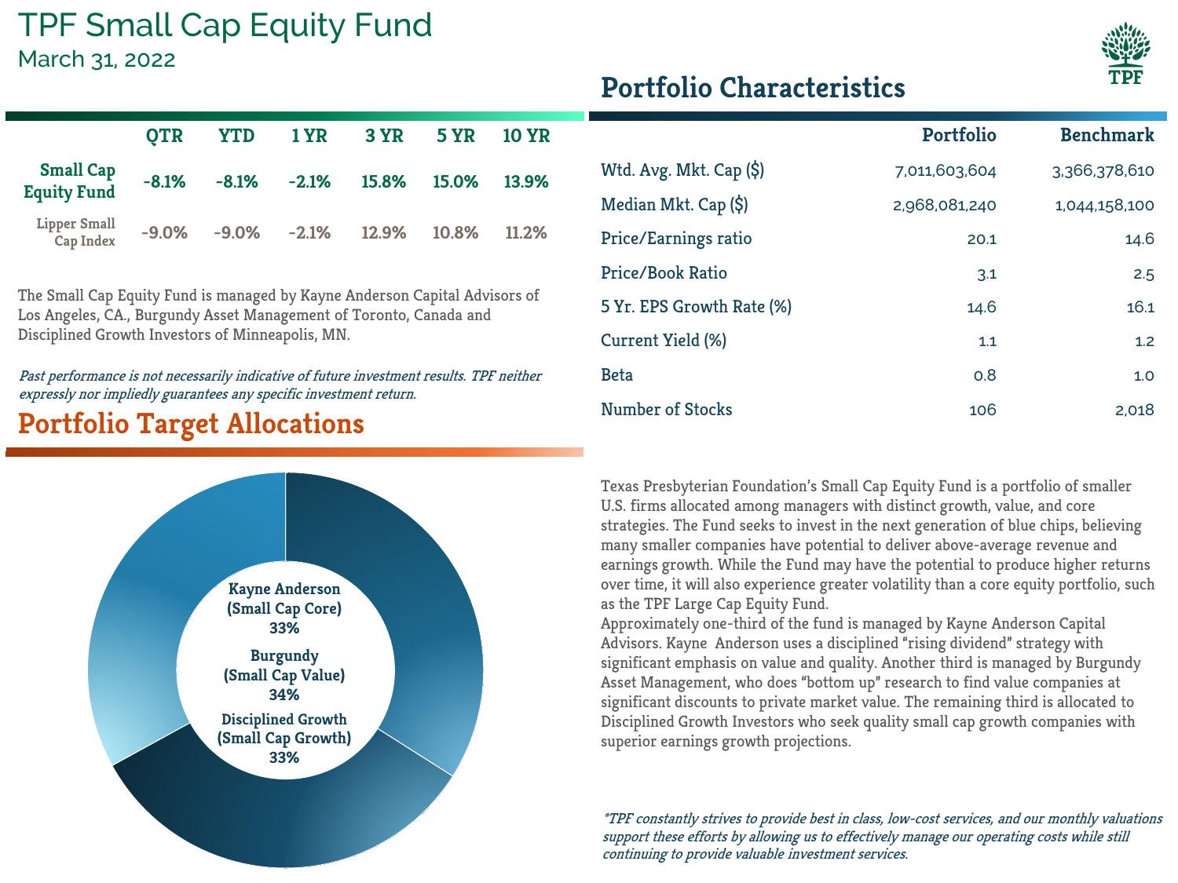# TPF Small Cap Equity Fund

March 31, 2022

| | QTR | YTD | 1 YR | 3 YR | 5 YR | 10 YR |
|---|---|---|---|---|---|---|
| **Small Cap Equity Fund** | -8.1% | -8.1% | -2.1% | 15.8% | 15.0% | 13.9% |
| Lipper Small Cap Index | -9.0% | -9.0% | -2.1% | 12.9% | 10.8% | 11.2% |

The Small Cap Equity Fund is managed by Kayne Anderson Capital Advisors of Los Angeles, CA., Burgundy Asset Management of Toronto, Canada and Disciplined Growth Investors of Minneapolis, MN.

*Past performance is not necessarily indicative of future investment results. TPF neither expressly nor impliedly guarantees any specific investment return.*

## Portfolio Target Allocations

- Kayne Anderson (Small Cap Core) 33%
- Burgundy (Small Cap Value) 34%
- Disciplined Growth (Small Cap Growth) 33%

## Portfolio Characteristics

| | Portfolio | Benchmark |
|---|---|---|
| Wtd. Avg. Mkt. Cap ($) | 7,011,603,604 | 3,366,378,610 |
| Median Mkt. Cap ($) | 2,968,081,240 | 1,044,158,100 |
| Price/Earnings ratio | 20.1 | 14.6 |
| Price/Book Ratio | 3.1 | 2.5 |
| 5 Yr. EPS Growth Rate (%) | 14.6 | 16.1 |
| Current Yield (%) | 1.1 | 1.2 |
| Beta | 0.8 | 1.0 |
| Number of Stocks | 106 | 2,018 |

Texas Presbyterian Foundation's Small Cap Equity Fund is a portfolio of smaller U.S. firms allocated among managers with distinct growth, value, and core strategies. The Fund seeks to invest in the next generation of blue chips, believing many smaller companies have potential to deliver above-average revenue and earnings growth. While the Fund may have the potential to produce higher returns over time, it will also experience greater volatility than a core equity portfolio, such as the TPF Large Cap Equity Fund.

Approximately one-third of the fund is managed by Kayne Anderson Capital Advisors. Kayne Anderson uses a disciplined "rising dividend" strategy with significant emphasis on value and quality. Another third is managed by Burgundy Asset Management, who does "bottom up" research to find value companies at significant discounts to private market value. The remaining third is allocated to Disciplined Growth Investors who seek quality small cap growth companies with superior earnings growth projections.

*\*TPF constantly strives to provide best in class, low-cost services, and our monthly valuations support these efforts by allowing us to effectively manage our operating costs while still continuing to provide valuable investment services.*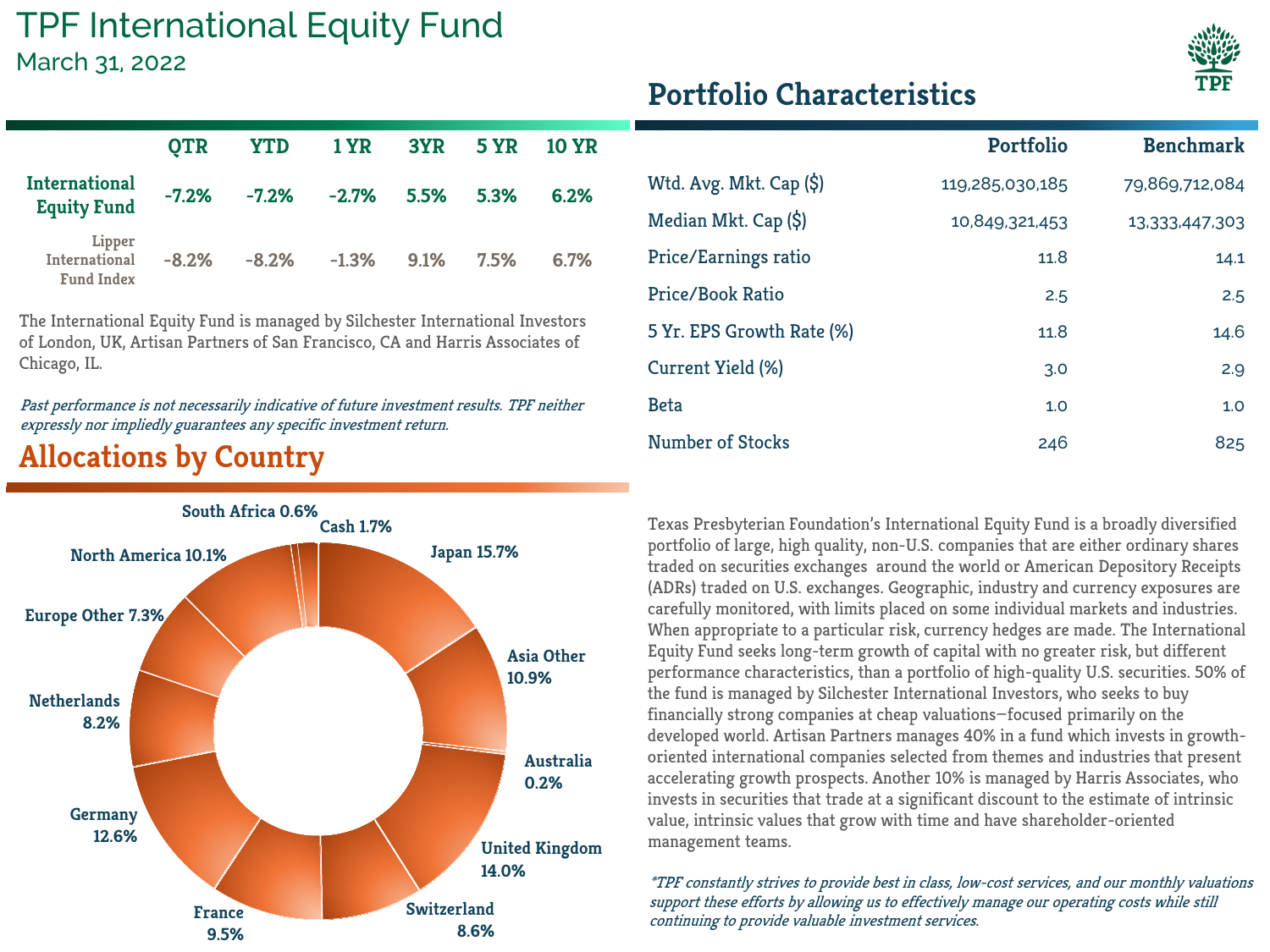# TPF International Equity Fund

March 31, 2022

| | QTR | YTD | 1 YR | 3YR | 5 YR | 10 YR |
|---|---|---|---|---|---|---|
| **International Equity Fund** | -7.2% | -7.2% | -2.7% | 5.5% | 5.3% | 6.2% |
| Lipper International Fund Index | -8.2% | -8.2% | -1.3% | 9.1% | 7.5% | 6.7% |

The International Equity Fund is managed by Silchester International Investors of London, UK, Artisan Partners of San Francisco, CA and Harris Associates of Chicago, IL.

*Past performance is not necessarily indicative of future investment results. TPF neither expressly nor impliedly guarantees any specific investment return.*

## Allocations by Country

| Country | Allocation |
|---|---|
| Japan | 15.7% |
| Asia Other | 10.9% |
| Australia | 0.2% |
| United Kingdom | 14.0% |
| Switzerland | 8.6% |
| France | 9.5% |
| Germany | 12.6% |
| Netherlands | 8.2% |
| Europe Other | 7.3% |
| North America | 10.1% |
| South Africa | 0.6% |
| Cash | 1.7% |

## Portfolio Characteristics

| | Portfolio | Benchmark |
|---|---|---|
| Wtd. Avg. Mkt. Cap ($) | 119,285,030,185 | 79,869,712,084 |
| Median Mkt. Cap ($) | 10,849,321,453 | 13,333,447,303 |
| Price/Earnings ratio | 11.8 | 14.1 |
| Price/Book Ratio | 2.5 | 2.5 |
| 5 Yr. EPS Growth Rate (%) | 11.8 | 14.6 |
| Current Yield (%) | 3.0 | 2.9 |
| Beta | 1.0 | 1.0 |
| Number of Stocks | 246 | 825 |

Texas Presbyterian Foundation's International Equity Fund is a broadly diversified portfolio of large, high quality, non-U.S. companies that are either ordinary shares traded on securities exchanges around the world or American Depository Receipts (ADRs) traded on U.S. exchanges. Geographic, industry and currency exposures are carefully monitored, with limits placed on some individual markets and industries. When appropriate to a particular risk, currency hedges are made. The International Equity Fund seeks long-term growth of capital with no greater risk, but different performance characteristics, than a portfolio of high-quality U.S. securities. 50% of the fund is managed by Silchester International Investors, who seeks to buy financially strong companies at cheap valuations—focused primarily on the developed world. Artisan Partners manages 40% in a fund which invests in growth-oriented international companies selected from themes and industries that present accelerating growth prospects. Another 10% is managed by Harris Associates, who invests in securities that trade at a significant discount to the estimate of intrinsic value, intrinsic values that grow with time and have shareholder-oriented management teams.

*\*TPF constantly strives to provide best in class, low-cost services, and our monthly valuations support these efforts by allowing us to effectively manage our operating costs while still continuing to provide valuable investment services.*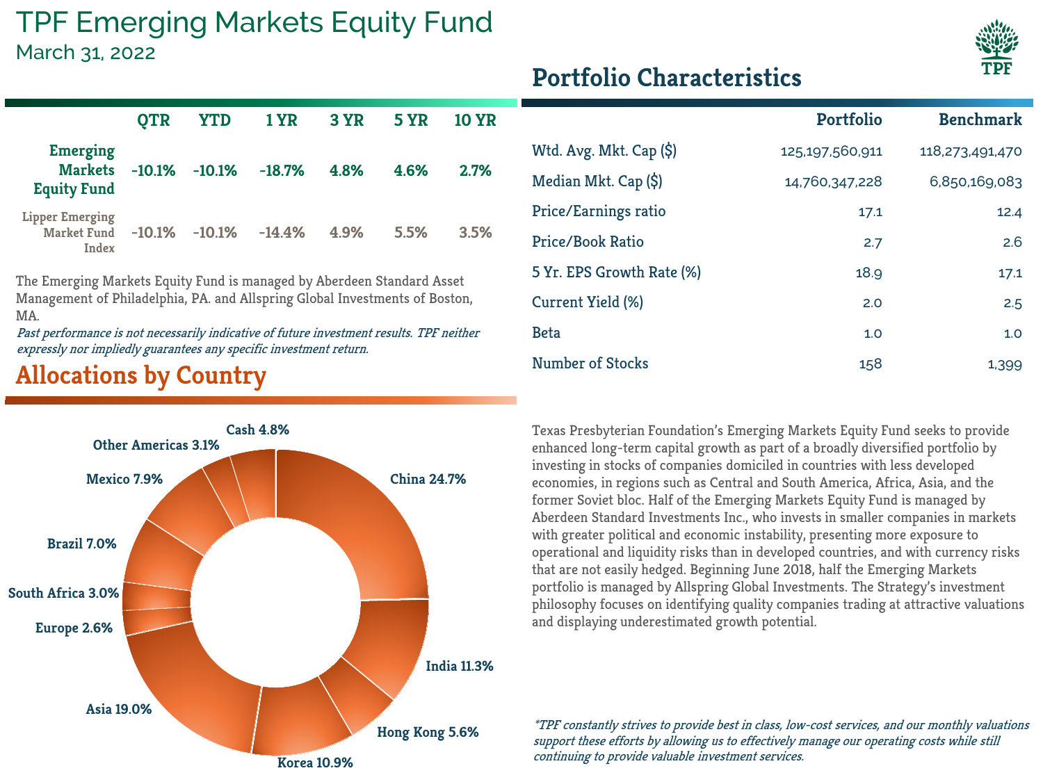# TPF Emerging Markets Equity Fund

March 31, 2022

| | QTR | YTD | 1 YR | 3 YR | 5 YR | 10 YR |
|---|---|---|---|---|---|---|
| **Emerging Markets Equity Fund** | -10.1% | -10.1% | -18.7% | 4.8% | 4.6% | 2.7% |
| Lipper Emerging Market Fund Index | -10.1% | -10.1% | -14.4% | 4.9% | 5.5% | 3.5% |

The Emerging Markets Equity Fund is managed by Aberdeen Standard Asset Management of Philadelphia, PA. and Allspring Global Investments of Boston, MA.

*Past performance is not necessarily indicative of future investment results. TPF neither expressly nor impliedly guarantees any specific investment return.*

## Allocations by Country

- China 24.7%
- India 11.3%
- Hong Kong 5.6%
- Korea 10.9%
- Asia 19.0%
- Europe 2.6%
- South Africa 3.0%
- Brazil 7.0%
- Mexico 7.9%
- Other Americas 3.1%
- Cash 4.8%

## Portfolio Characteristics

| | Portfolio | Benchmark |
|---|---|---|
| Wtd. Avg. Mkt. Cap ($) | 125,197,560,911 | 118,273,491,470 |
| Median Mkt. Cap ($) | 14,760,347,228 | 6,850,169,083 |
| Price/Earnings ratio | 17.1 | 12.4 |
| Price/Book Ratio | 2.7 | 2.6 |
| 5 Yr. EPS Growth Rate (%) | 18.9 | 17.1 |
| Current Yield (%) | 2.0 | 2.5 |
| Beta | 1.0 | 1.0 |
| Number of Stocks | 158 | 1,399 |

Texas Presbyterian Foundation's Emerging Markets Equity Fund seeks to provide enhanced long-term capital growth as part of a broadly diversified portfolio by investing in stocks of companies domiciled in countries with less developed economies, in regions such as Central and South America, Africa, Asia, and the former Soviet bloc. Half of the Emerging Markets Equity Fund is managed by Aberdeen Standard Investments Inc., who invests in smaller companies in markets with greater political and economic instability, presenting more exposure to operational and liquidity risks than in developed countries, and with currency risks that are not easily hedged. Beginning June 2018, half the Emerging Markets portfolio is managed by Allspring Global Investments. The Strategy's investment philosophy focuses on identifying quality companies trading at attractive valuations and displaying underestimated growth potential.

*\*TPF constantly strives to provide best in class, low-cost services, and our monthly valuations support these efforts by allowing us to effectively manage our operating costs while still continuing to provide valuable investment services.*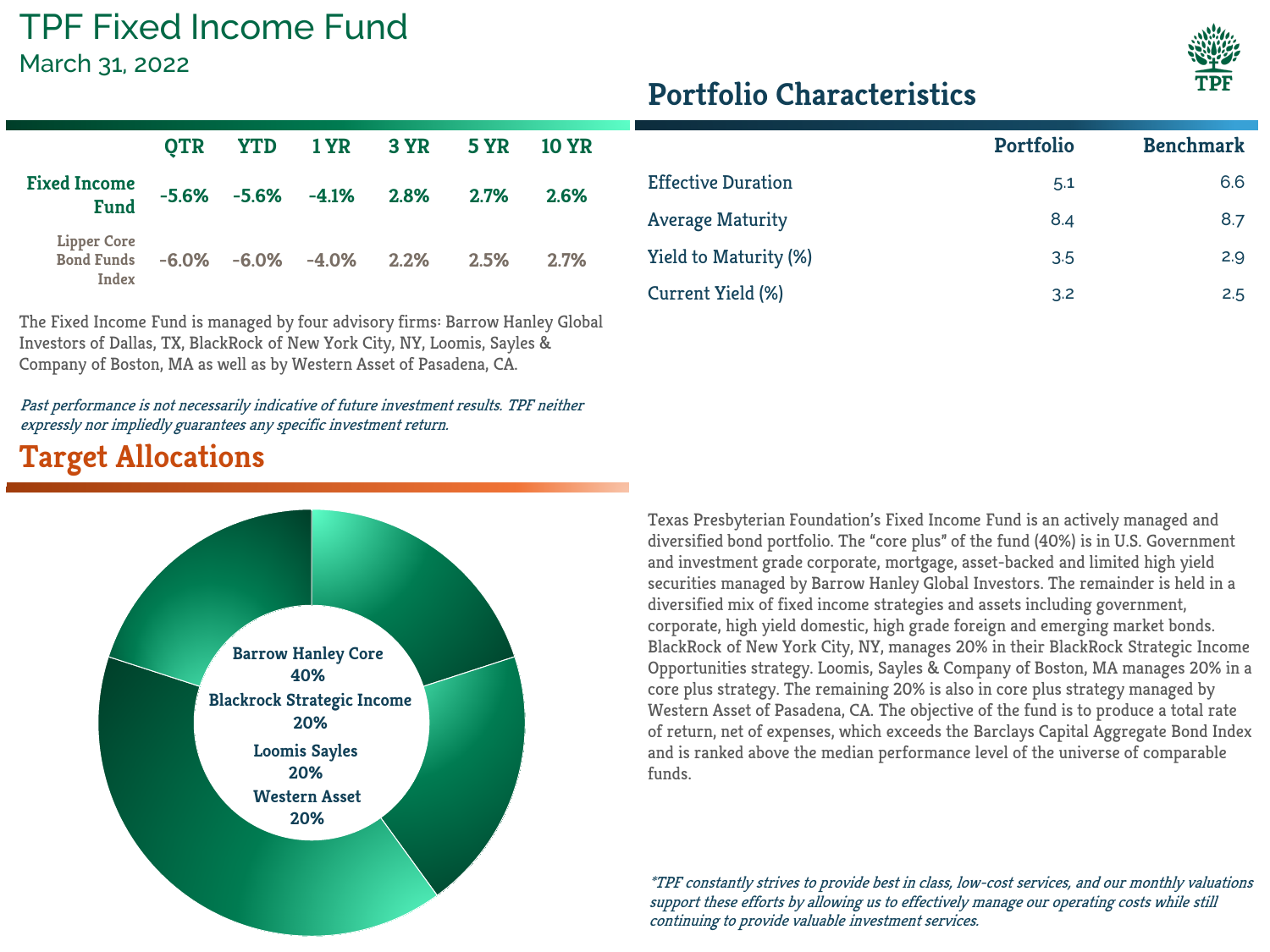# TPF Fixed Income Fund

March 31, 2022

| | QTR | YTD | 1 YR | 3 YR | 5 YR | 10 YR |
|---|---|---|---|---|---|---|
| **Fixed Income Fund** | -5.6% | -5.6% | -4.1% | 2.8% | 2.7% | 2.6% |
| Lipper Core Bond Funds Index | -6.0% | -6.0% | -4.0% | 2.2% | 2.5% | 2.7% |

The Fixed Income Fund is managed by four advisory firms: Barrow Hanley Global Investors of Dallas, TX, BlackRock of New York City, NY, Loomis, Sayles & Company of Boston, MA as well as by Western Asset of Pasadena, CA.

*Past performance is not necessarily indicative of future investment results. TPF neither expressly nor impliedly guarantees any specific investment return.*

## Portfolio Characteristics

| | Portfolio | Benchmark |
|---|---|---|
| Effective Duration | 5.1 | 6.6 |
| Average Maturity | 8.4 | 8.7 |
| Yield to Maturity (%) | 3.5 | 2.9 |
| Current Yield (%) | 3.2 | 2.5 |

## Target Allocations

- Barrow Hanley Core 40%
- Blackrock Strategic Income 20%
- Loomis Sayles 20%
- Western Asset 20%

Texas Presbyterian Foundation's Fixed Income Fund is an actively managed and diversified bond portfolio. The "core plus" of the fund (40%) is in U.S. Government and investment grade corporate, mortgage, asset-backed and limited high yield securities managed by Barrow Hanley Global Investors. The remainder is held in a diversified mix of fixed income strategies and assets including government, corporate, high yield domestic, high grade foreign and emerging market bonds. BlackRock of New York City, NY, manages 20% in their BlackRock Strategic Income Opportunities strategy. Loomis, Sayles & Company of Boston, MA manages 20% in a core plus strategy. The remaining 20% is also in core plus strategy managed by Western Asset of Pasadena, CA. The objective of the fund is to produce a total rate of return, net of expenses, which exceeds the Barclays Capital Aggregate Bond Index and is ranked above the median performance level of the universe of comparable funds.

*\*TPF constantly strives to provide best in class, low-cost services, and our monthly valuations support these efforts by allowing us to effectively manage our operating costs while still continuing to provide valuable investment services.*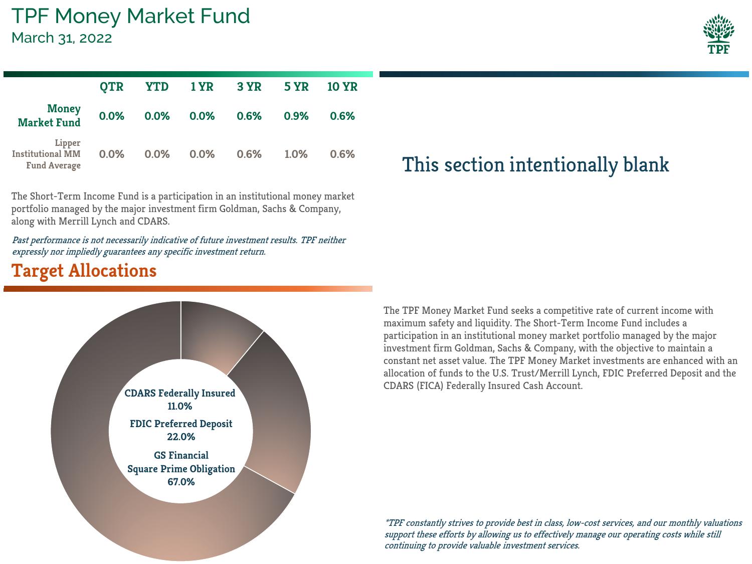# TPF Money Market Fund

March 31, 2022

| | QTR | YTD | 1 YR | 3 YR | 5 YR | 10 YR |
|---|---|---|---|---|---|---|
| **Money Market Fund** | 0.0% | 0.0% | 0.0% | 0.6% | 0.9% | 0.6% |
| Lipper Institutional MM Fund Average | 0.0% | 0.0% | 0.0% | 0.6% | 1.0% | 0.6% |

The Short-Term Income Fund is a participation in an institutional money market portfolio managed by the major investment firm Goldman, Sachs & Company, along with Merrill Lynch and CDARS.

*Past performance is not necessarily indicative of future investment results. TPF neither expressly nor impliedly guarantees any specific investment return.*

## Target Allocations

**CDARS Federally Insured**
**11.0%**

**FDIC Preferred Deposit**
**22.0%**

**GS Financial Square Prime Obligation**
**67.0%**

This section intentionally blank

The TPF Money Market Fund seeks a competitive rate of current income with maximum safety and liquidity. The Short-Term Income Fund includes a participation in an institutional money market portfolio managed by the major investment firm Goldman, Sachs & Company, with the objective to maintain a constant net asset value. The TPF Money Market investments are enhanced with an allocation of funds to the U.S. Trust/Merrill Lynch, FDIC Preferred Deposit and the CDARS (FICA) Federally Insured Cash Account.

*\*TPF constantly strives to provide best in class, low-cost services, and our monthly valuations support these efforts by allowing us to effectively manage our operating costs while still continuing to provide valuable investment services.*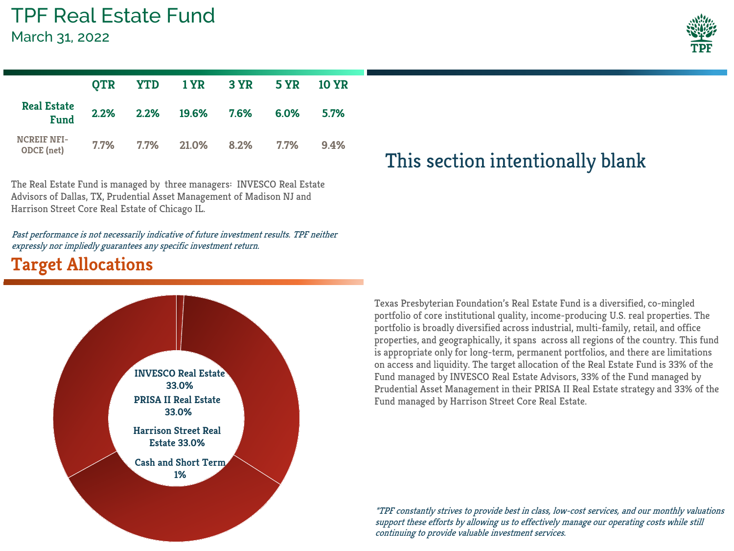# TPF Real Estate Fund

March 31, 2022

| | QTR | YTD | 1 YR | 3 YR | 5 YR | 10 YR |
|---|---|---|---|---|---|---|
| **Real Estate Fund** | 2.2% | 2.2% | 19.6% | 7.6% | 6.0% | 5.7% |
| NCREIF NFI-ODCE (net) | 7.7% | 7.7% | 21.0% | 8.2% | 7.7% | 9.4% |

The Real Estate Fund is managed by three managers: INVESCO Real Estate Advisors of Dallas, TX, Prudential Asset Management of Madison NJ and Harrison Street Core Real Estate of Chicago IL.

*Past performance is not necessarily indicative of future investment results. TPF neither expressly nor impliedly guarantees any specific investment return.*

## Target Allocations

- INVESCO Real Estate 33.0%
- PRISA II Real Estate 33.0%
- Harrison Street Real Estate 33.0%
- Cash and Short Term 1%

## This section intentionally blank

Texas Presbyterian Foundation's Real Estate Fund is a diversified, co-mingled portfolio of core institutional quality, income-producing U.S. real properties. The portfolio is broadly diversified across industrial, multi-family, retail, and office properties, and geographically, it spans across all regions of the country. This fund is appropriate only for long-term, permanent portfolios, and there are limitations on access and liquidity. The target allocation of the Real Estate Fund is 33% of the Fund managed by INVESCO Real Estate Advisors, 33% of the Fund managed by Prudential Asset Management in their PRISA II Real Estate strategy and 33% of the Fund managed by Harrison Street Core Real Estate.

*\*TPF constantly strives to provide best in class, low-cost services, and our monthly valuations support these efforts by allowing us to effectively manage our operating costs while still continuing to provide valuable investment services.*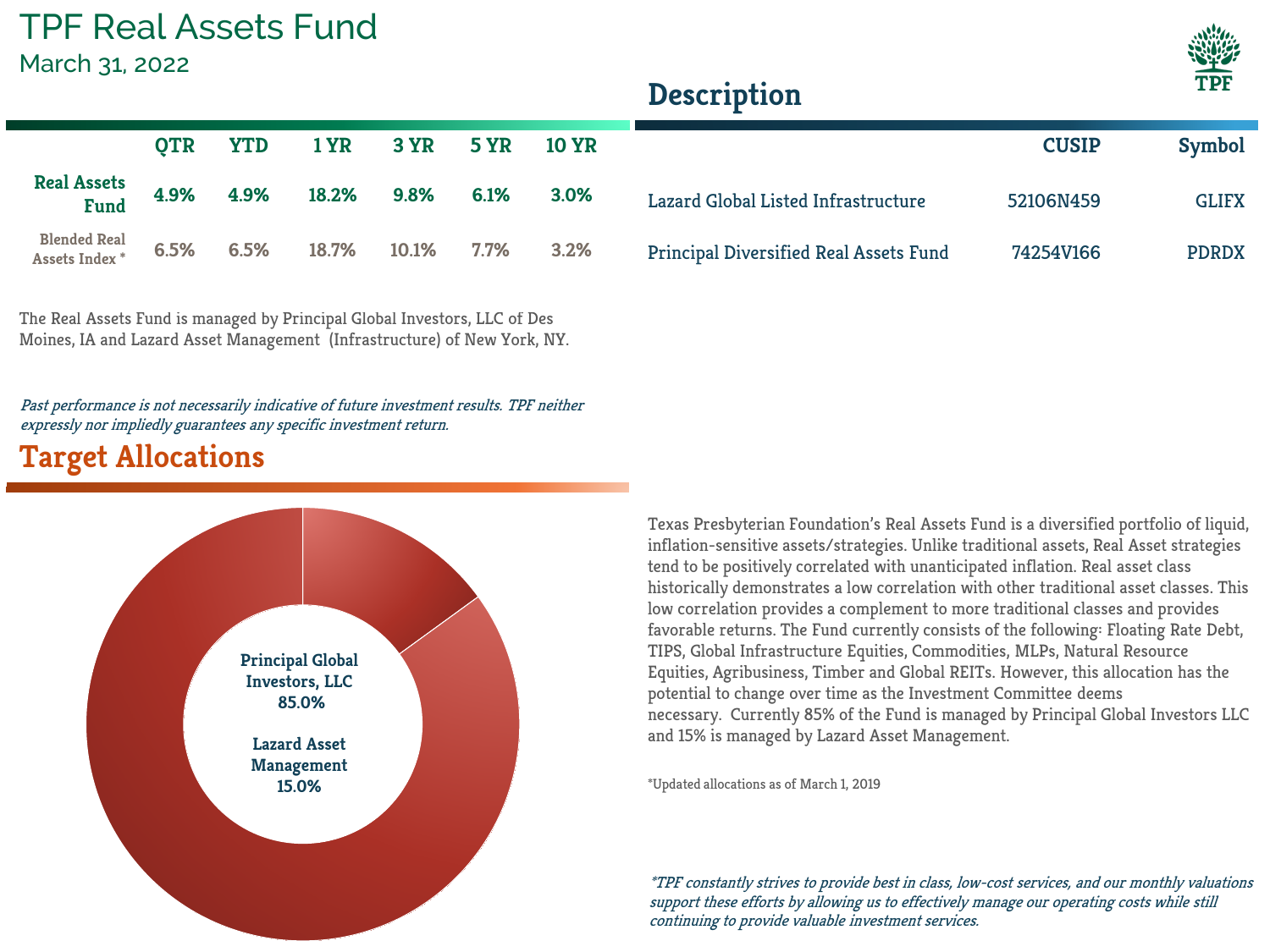# TPF Real Assets Fund

March 31, 2022

|  | QTR | YTD | 1 YR | 3 YR | 5 YR | 10 YR |
|---|---|---|---|---|---|---|
| **Real Assets Fund** | 4.9% | 4.9% | 18.2% | 9.8% | 6.1% | 3.0% |
| Blended Real Assets Index * | 6.5% | 6.5% | 18.7% | 10.1% | 7.7% | 3.2% |

The Real Assets Fund is managed by Principal Global Investors, LLC of Des Moines, IA and Lazard Asset Management (Infrastructure) of New York, NY.

*Past performance is not necessarily indicative of future investment results. TPF neither expressly nor impliedly guarantees any specific investment return.*

## Target Allocations

Principal Global Investors, LLC 85.0%

Lazard Asset Management 15.0%

## Description

|  | CUSIP | Symbol |
|---|---|---|
| Lazard Global Listed Infrastructure | 52106N459 | GLIFX |
| Principal Diversified Real Assets Fund | 74254V166 | PDRDX |

Texas Presbyterian Foundation's Real Assets Fund is a diversified portfolio of liquid, inflation-sensitive assets/strategies. Unlike traditional assets, Real Asset strategies tend to be positively correlated with unanticipated inflation. Real asset class historically demonstrates a low correlation with other traditional asset classes. This low correlation provides a complement to more traditional classes and provides favorable returns. The Fund currently consists of the following: Floating Rate Debt, TIPS, Global Infrastructure Equities, Commodities, MLPs, Natural Resource Equities, Agribusiness, Timber and Global REITs. However, this allocation has the potential to change over time as the Investment Committee deems necessary. Currently 85% of the Fund is managed by Principal Global Investors LLC and 15% is managed by Lazard Asset Management.

*Updated allocations as of March 1, 2019

*\*TPF constantly strives to provide best in class, low-cost services, and our monthly valuations support these efforts by allowing us to effectively manage our operating costs while still continuing to provide valuable investment services.*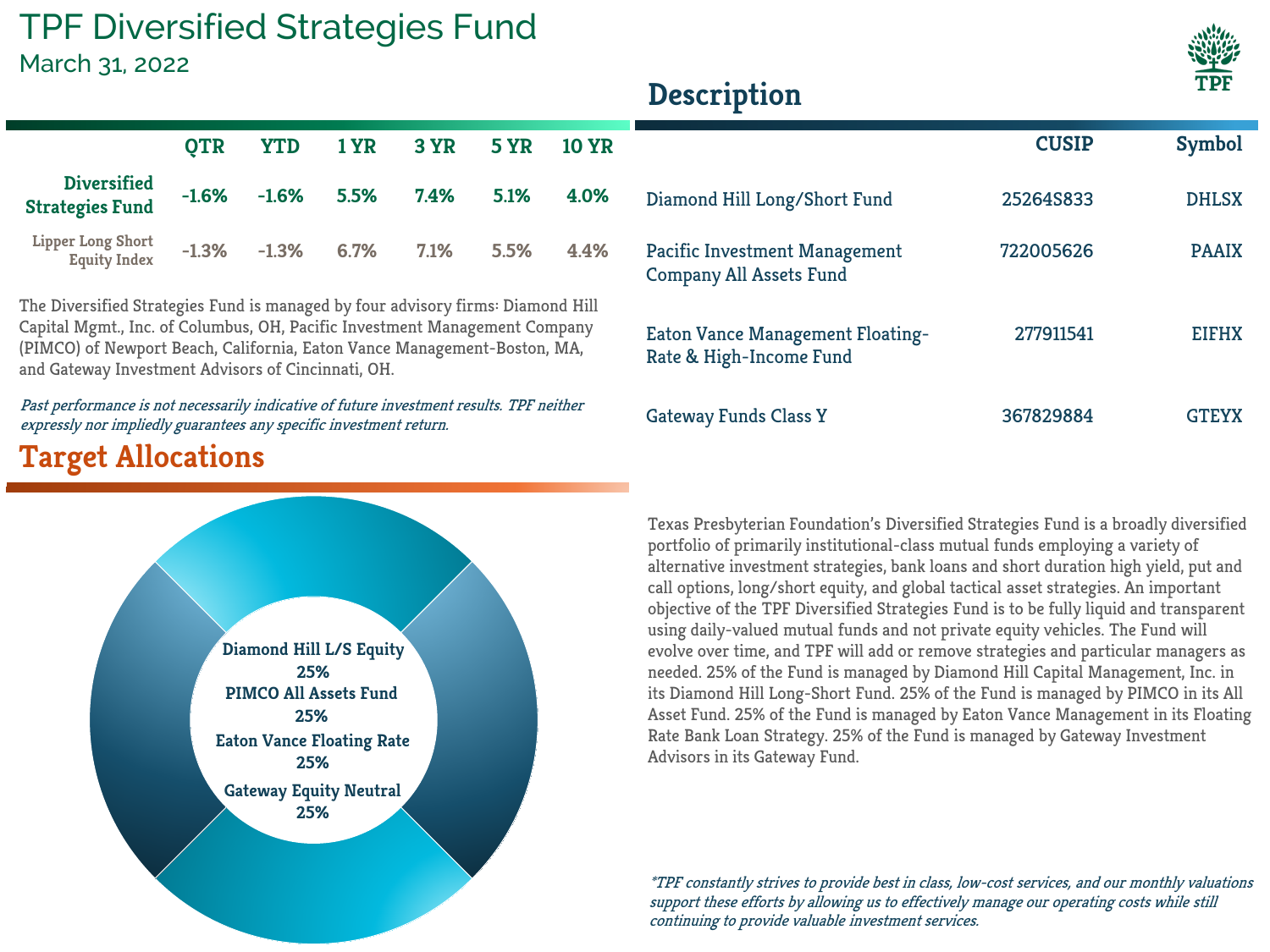# TPF Diversified Strategies Fund

March 31, 2022

| | QTR | YTD | 1 YR | 3 YR | 5 YR | 10 YR |
|---|---|---|---|---|---|---|
| **Diversified Strategies Fund** | -1.6% | -1.6% | 5.5% | 7.4% | 5.1% | 4.0% |
| Lipper Long Short Equity Index | -1.3% | -1.3% | 6.7% | 7.1% | 5.5% | 4.4% |

The Diversified Strategies Fund is managed by four advisory firms: Diamond Hill Capital Mgmt., Inc. of Columbus, OH, Pacific Investment Management Company (PIMCO) of Newport Beach, California, Eaton Vance Management-Boston, MA, and Gateway Investment Advisors of Cincinnati, OH.

*Past performance is not necessarily indicative of future investment results. TPF neither expressly nor impliedly guarantees any specific investment return.*

## Target Allocations

Diamond Hill L/S Equity
25%
PIMCO All Assets Fund
25%
Eaton Vance Floating Rate
25%
Gateway Equity Neutral
25%

## Description

| | CUSIP | Symbol |
|---|---|---|
| Diamond Hill Long/Short Fund | 25264S833 | DHLSX |
| Pacific Investment Management Company All Assets Fund | 722005626 | PAAIX |
| Eaton Vance Management Floating-Rate & High-Income Fund | 277911541 | EIFHX |
| Gateway Funds Class Y | 367829884 | GTEYX |

Texas Presbyterian Foundation's Diversified Strategies Fund is a broadly diversified portfolio of primarily institutional-class mutual funds employing a variety of alternative investment strategies, bank loans and short duration high yield, put and call options, long/short equity, and global tactical asset strategies. An important objective of the TPF Diversified Strategies Fund is to be fully liquid and transparent using daily-valued mutual funds and not private equity vehicles. The Fund will evolve over time, and TPF will add or remove strategies and particular managers as needed. 25% of the Fund is managed by Diamond Hill Capital Management, Inc. in its Diamond Hill Long-Short Fund. 25% of the Fund is managed by PIMCO in its All Asset Fund. 25% of the Fund is managed by Eaton Vance Management in its Floating Rate Bank Loan Strategy. 25% of the Fund is managed by Gateway Investment Advisors in its Gateway Fund.

*\*TPF constantly strives to provide best in class, low-cost services, and our monthly valuations support these efforts by allowing us to effectively manage our operating costs while still continuing to provide valuable investment services.*